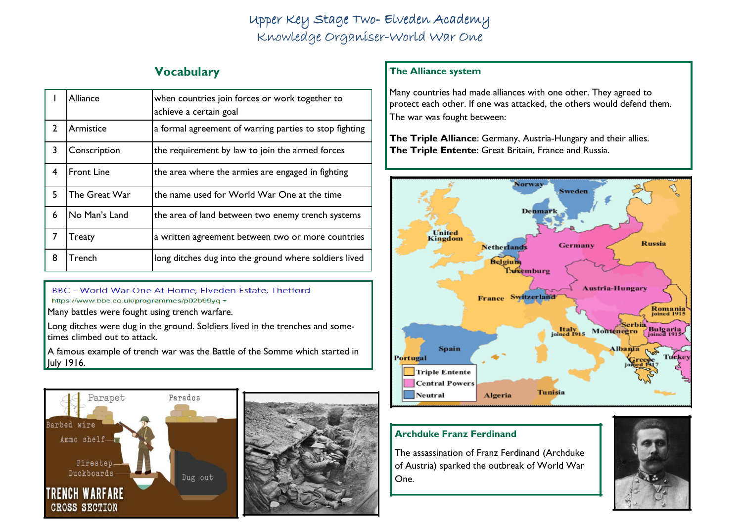# Upper Key Stage Two- Elveden Academy
## Knowledge Organiser-World War One

## Vocabulary

| | | |
|---|---|---|
| 1 | Alliance | when countries join forces or work together to achieve a certain goal |
| 2 | Armistice | a formal agreement of warring parties to stop fighting |
| 3 | Conscription | the requirement by law to join the armed forces |
| 4 | Front Line | the area where the armies are engaged in fighting |
| 5 | The Great War | the name used for World War One at the time |
| 6 | No Man's Land | the area of land between two enemy trench systems |
| 7 | Treaty | a written agreement between two or more countries |
| 8 | Trench | long ditches dug into the ground where soldiers lived |

BBC - World War One At Home, Elveden Estate, Thetford
https://www.bbc.co.uk/programmes/p02b99yq

Many battles were fought using trench warfare.

Long ditches were dug in the ground. Soldiers lived in the trenches and sometimes climbed out to attack.

A famous example of trench war was the Battle of the Somme which started in July 1916.

### The Alliance system

Many countries had made alliances with one other. They agreed to protect each other. If one was attacked, the others would defend them. The war was fought between:

**The Triple Alliance**: Germany, Austria-Hungary and their allies.
**The Triple Entente**: Great Britain, France and Russia.

### Archduke Franz Ferdinand

The assassination of Franz Ferdinand (Archduke of Austria) sparked the outbreak of World War One.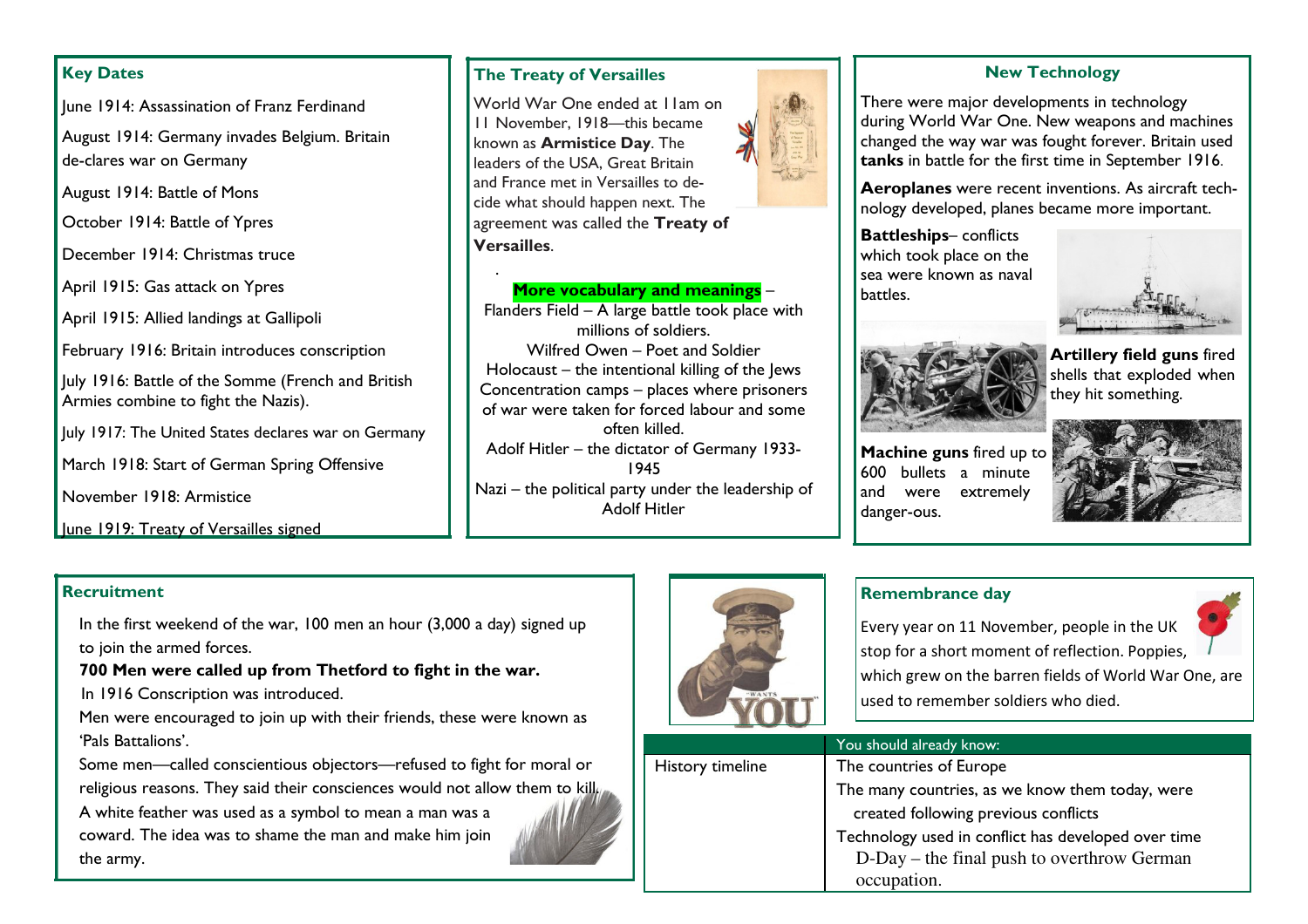## Key Dates

June 1914: Assassination of Franz Ferdinand

August 1914: Germany invades Belgium. Britain de-clares war on Germany

August 1914: Battle of Mons

October 1914: Battle of Ypres

December 1914: Christmas truce

April 1915: Gas attack on Ypres

April 1915: Allied landings at Gallipoli

February 1916: Britain introduces conscription

July 1916: Battle of the Somme (French and British Armies combine to fight the Nazis).

July 1917: The United States declares war on Germany

March 1918: Start of German Spring Offensive

November 1918: Armistice

June 1919: Treaty of Versailles signed

## The Treaty of Versailles

World War One ended at 11am on 11 November, 1918—this became known as **Armistice Day**. The leaders of the USA, Great Britain and France met in Versailles to de-cide what should happen next. The agreement was called the **Treaty of Versailles**.

**More vocabulary and meanings** –

Flanders Field – A large battle took place with millions of soldiers.

Wilfred Owen – Poet and Soldier

Holocaust – the intentional killing of the Jews

Concentration camps – places where prisoners of war were taken for forced labour and some often killed.

Adolf Hitler – the dictator of Germany 1933-1945

Nazi – the political party under the leadership of Adolf Hitler

## New Technology

There were major developments in technology during World War One. New weapons and machines changed the way war was fought forever. Britain used **tanks** in battle for the first time in September 1916.

**Aeroplanes** were recent inventions. As aircraft tech-nology developed, planes became more important.

**Battleships**– conflicts which took place on the sea were known as naval battles.

**Artillery field guns** fired shells that exploded when they hit something.

**Machine guns** fired up to 600 bullets a minute and were extremely danger-ous.

## Recruitment

In the first weekend of the war, 100 men an hour (3,000 a day) signed up to join the armed forces.

**700 Men were called up from Thetford to fight in the war.**

In 1916 Conscription was introduced.

Men were encouraged to join up with their friends, these were known as 'Pals Battalions'.

Some men—called conscientious objectors—refused to fight for moral or religious reasons. They said their consciences would not allow them to kill.

A white feather was used as a symbol to mean a man was a coward. The idea was to shame the man and make him join the army.

## Remembrance day

Every year on 11 November, people in the UK stop for a short moment of reflection. Poppies, which grew on the barren fields of World War One, are used to remember soldiers who died.

| | You should already know: |
|---|---|
| History timeline | The countries of Europe<br>The many countries, as we know them today, were created following previous conflicts<br>Technology used in conflict has developed over time<br>D-Day – the final push to overthrow German occupation. |